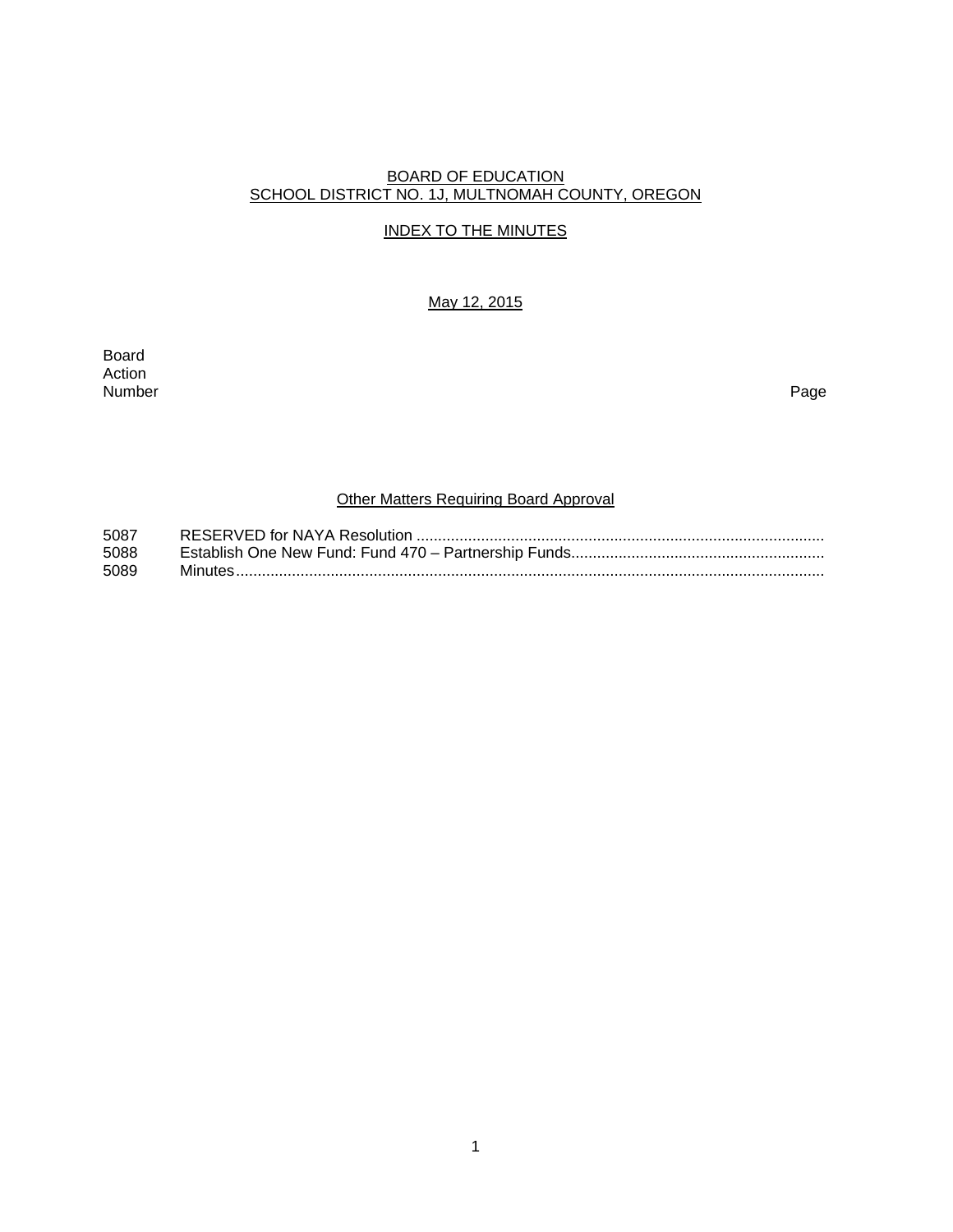BOARD OF EDUCATION
SCHOOL DISTRICT NO. 1J, MULTNOMAH COUNTY, OREGON

INDEX TO THE MINUTES

May 12, 2015

| Board Action Number | | Page |
|---|---|---|
| | **Other Matters Requiring Board Approval** | |
| 5087 | RESERVED for NAYA Resolution | |
| 5088 | Establish One New Fund: Fund 470 – Partnership Funds | |
| 5089 | Minutes | |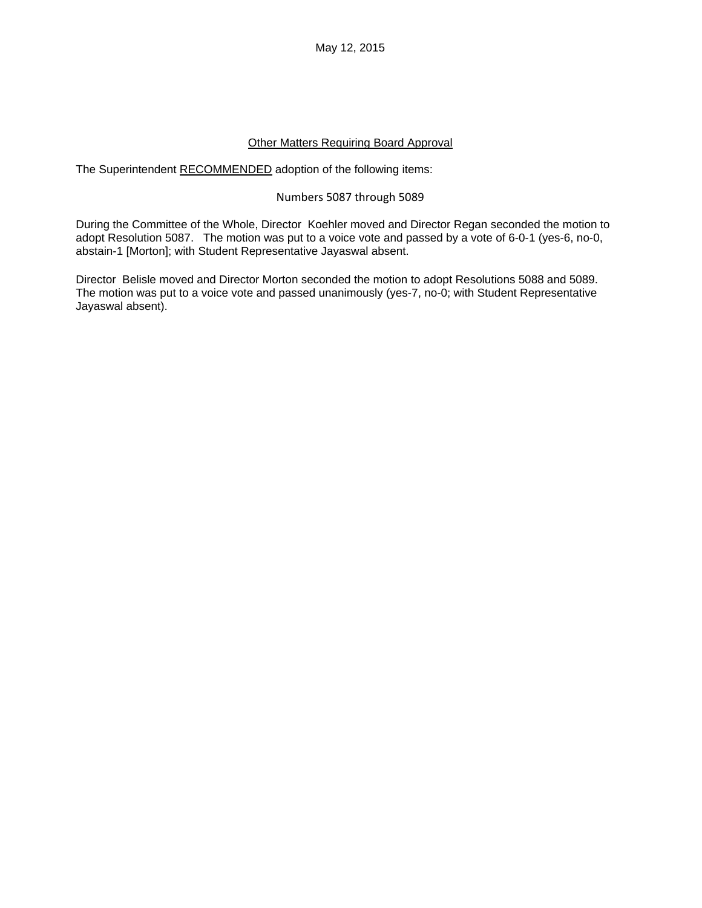May 12, 2015

<u>Other Matters Requiring Board Approval</u>

The Superintendent <u>RECOMMENDED</u> adoption of the following items:

Numbers 5087 through 5089

During the Committee of the Whole, Director Koehler moved and Director Regan seconded the motion to adopt Resolution 5087. The motion was put to a voice vote and passed by a vote of 6-0-1 (yes-6, no-0, abstain-1 [Morton]; with Student Representative Jayaswal absent.

Director Belisle moved and Director Morton seconded the motion to adopt Resolutions 5088 and 5089. The motion was put to a voice vote and passed unanimously (yes-7, no-0; with Student Representative Jayaswal absent).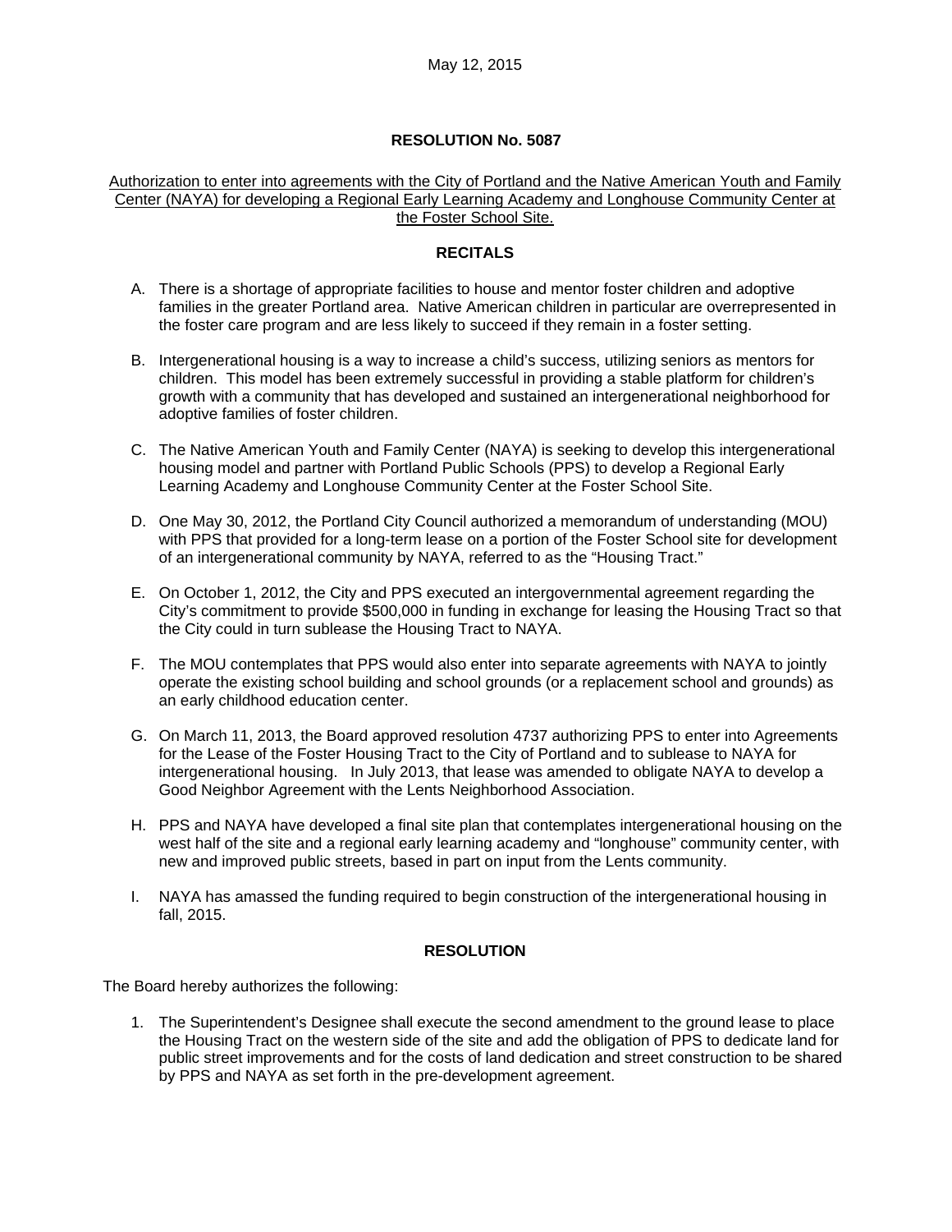May 12, 2015

# RESOLUTION No. 5087

Authorization to enter into agreements with the City of Portland and the Native American Youth and Family Center (NAYA) for developing a Regional Early Learning Academy and Longhouse Community Center at the Foster School Site.

## RECITALS

A. There is a shortage of appropriate facilities to house and mentor foster children and adoptive families in the greater Portland area. Native American children in particular are overrepresented in the foster care program and are less likely to succeed if they remain in a foster setting.

B. Intergenerational housing is a way to increase a child's success, utilizing seniors as mentors for children. This model has been extremely successful in providing a stable platform for children's growth with a community that has developed and sustained an intergenerational neighborhood for adoptive families of foster children.

C. The Native American Youth and Family Center (NAYA) is seeking to develop this intergenerational housing model and partner with Portland Public Schools (PPS) to develop a Regional Early Learning Academy and Longhouse Community Center at the Foster School Site.

D. One May 30, 2012, the Portland City Council authorized a memorandum of understanding (MOU) with PPS that provided for a long-term lease on a portion of the Foster School site for development of an intergenerational community by NAYA, referred to as the "Housing Tract."

E. On October 1, 2012, the City and PPS executed an intergovernmental agreement regarding the City's commitment to provide $500,000 in funding in exchange for leasing the Housing Tract so that the City could in turn sublease the Housing Tract to NAYA.

F. The MOU contemplates that PPS would also enter into separate agreements with NAYA to jointly operate the existing school building and school grounds (or a replacement school and grounds) as an early childhood education center.

G. On March 11, 2013, the Board approved resolution 4737 authorizing PPS to enter into Agreements for the Lease of the Foster Housing Tract to the City of Portland and to sublease to NAYA for intergenerational housing. In July 2013, that lease was amended to obligate NAYA to develop a Good Neighbor Agreement with the Lents Neighborhood Association.

H. PPS and NAYA have developed a final site plan that contemplates intergenerational housing on the west half of the site and a regional early learning academy and "longhouse" community center, with new and improved public streets, based in part on input from the Lents community.

I. NAYA has amassed the funding required to begin construction of the intergenerational housing in fall, 2015.

## RESOLUTION

The Board hereby authorizes the following:

1. The Superintendent's Designee shall execute the second amendment to the ground lease to place the Housing Tract on the western side of the site and add the obligation of PPS to dedicate land for public street improvements and for the costs of land dedication and street construction to be shared by PPS and NAYA as set forth in the pre-development agreement.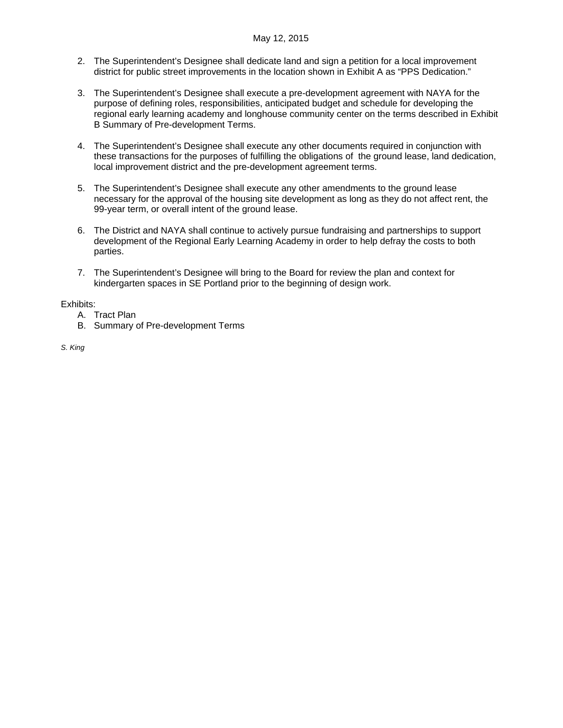2. The Superintendent's Designee shall dedicate land and sign a petition for a local improvement district for public street improvements in the location shown in Exhibit A as "PPS Dedication."

3. The Superintendent's Designee shall execute a pre-development agreement with NAYA for the purpose of defining roles, responsibilities, anticipated budget and schedule for developing the regional early learning academy and longhouse community center on the terms described in Exhibit B Summary of Pre-development Terms.

4. The Superintendent's Designee shall execute any other documents required in conjunction with these transactions for the purposes of fulfilling the obligations of the ground lease, land dedication, local improvement district and the pre-development agreement terms.

5. The Superintendent's Designee shall execute any other amendments to the ground lease necessary for the approval of the housing site development as long as they do not affect rent, the 99-year term, or overall intent of the ground lease.

6. The District and NAYA shall continue to actively pursue fundraising and partnerships to support development of the Regional Early Learning Academy in order to help defray the costs to both parties.

7. The Superintendent's Designee will bring to the Board for review the plan and context for kindergarten spaces in SE Portland prior to the beginning of design work.

Exhibits:

A. Tract Plan
B. Summary of Pre-development Terms

*S. King*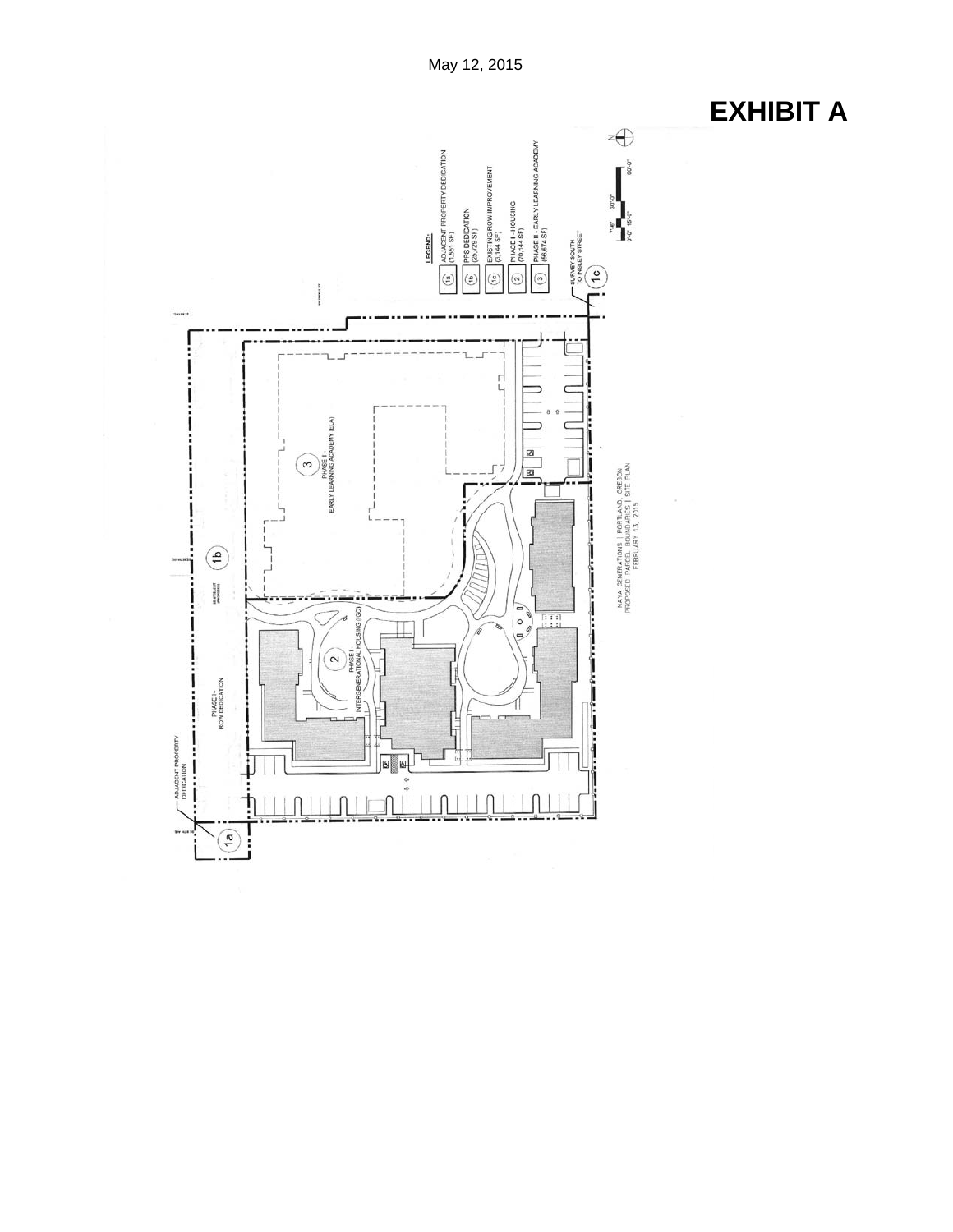May 12, 2015

# EXHIBIT A

**LEGEND:**

- 1a ADJACENT PROPERTY DEDICATION (1,551 SF)
- 1b PPS DEDICATION (25,729 SF)
- 1c EXISTING ROW IMPROVEMENT (3,144 SF)
- 2 PHASE I - HOUSING (70,144 SF)
- 3 PHASE II - EARLY LEARNING ACADEMY (56,674 SF)

SURVEY SOUTH TO INSLEY STREET

1c

1b

1a

ADJACENT PROPERTY DEDICATION

PHASE I - ROW DEDICATION

3 PHASE I - EARLY LEARNING ACADEMY (ELA)

2 PHASE I - INTERGENERATIONAL HOUSING (IGC)

NAYA GENERATIONS | PORTLAND, OREGON
PROPOSED PARCEL BOUNDARIES | SITE PLAN
FEBRUARY 13, 2015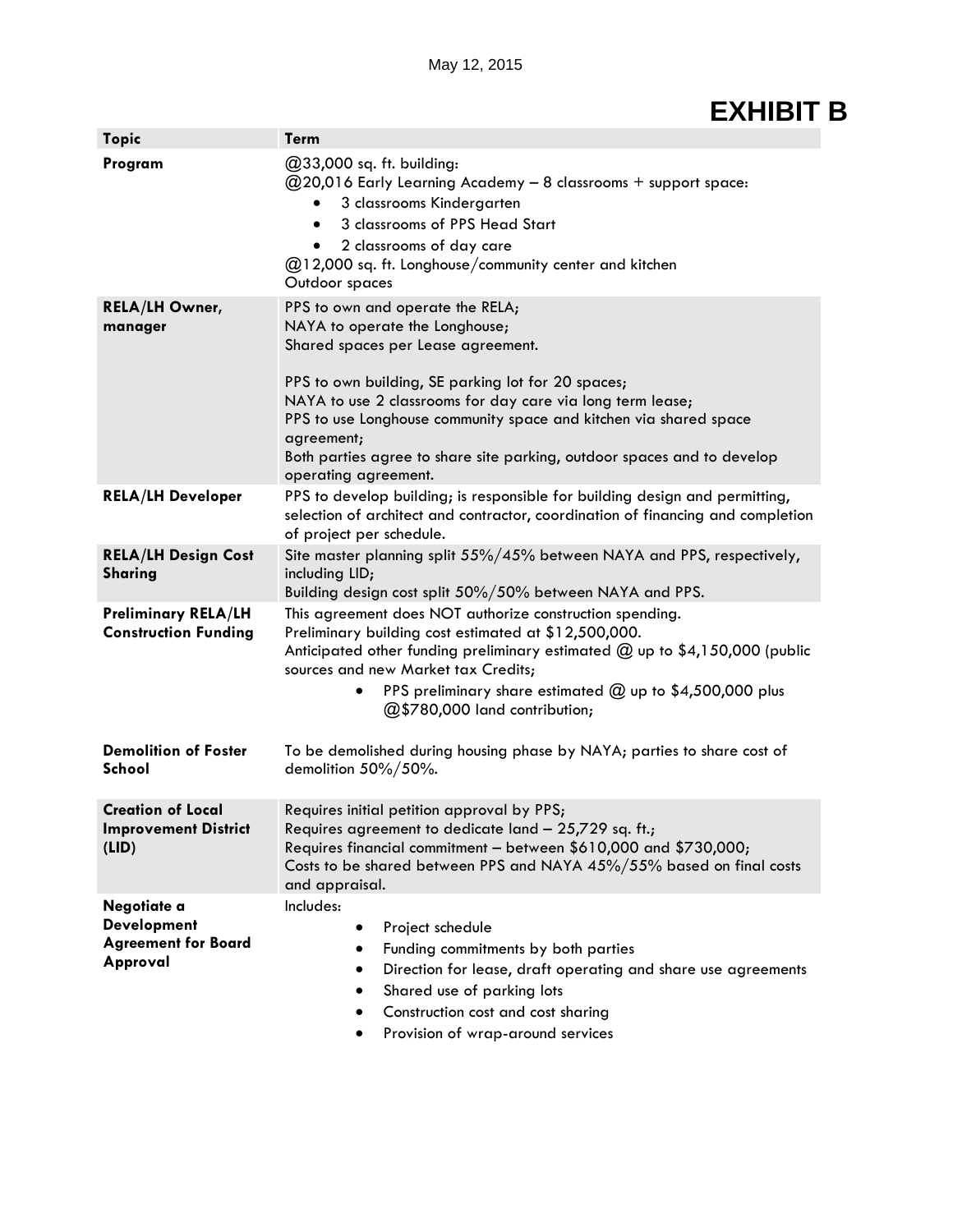May 12, 2015

# EXHIBIT B

| Topic | Term |
|---|---|
| **Program** | @33,000 sq. ft. building:<br>@20,016 Early Learning Academy – 8 classrooms + support space:<br>• 3 classrooms Kindergarten<br>• 3 classrooms of PPS Head Start<br>• 2 classrooms of day care<br>@12,000 sq. ft. Longhouse/community center and kitchen<br>Outdoor spaces |
| **RELA/LH Owner, manager** | PPS to own and operate the RELA;<br>NAYA to operate the Longhouse;<br>Shared spaces per Lease agreement.<br><br>PPS to own building, SE parking lot for 20 spaces;<br>NAYA to use 2 classrooms for day care via long term lease;<br>PPS to use Longhouse community space and kitchen via shared space agreement;<br>Both parties agree to share site parking, outdoor spaces and to develop operating agreement. |
| **RELA/LH Developer** | PPS to develop building; is responsible for building design and permitting, selection of architect and contractor, coordination of financing and completion of project per schedule. |
| **RELA/LH Design Cost Sharing** | Site master planning split 55%/45% between NAYA and PPS, respectively, including LID;<br>Building design cost split 50%/50% between NAYA and PPS. |
| **Preliminary RELA/LH Construction Funding** | This agreement does NOT authorize construction spending.<br>Preliminary building cost estimated at $12,500,000.<br>Anticipated other funding preliminary estimated @ up to $4,150,000 (public sources and new Market tax Credits;<br>• PPS preliminary share estimated @ up to $4,500,000 plus @$780,000 land contribution; |
| **Demolition of Foster School** | To be demolished during housing phase by NAYA; parties to share cost of demolition 50%/50%. |
| **Creation of Local Improvement District (LID)** | Requires initial petition approval by PPS;<br>Requires agreement to dedicate land – 25,729 sq. ft.;<br>Requires financial commitment – between $610,000 and $730,000;<br>Costs to be shared between PPS and NAYA 45%/55% based on final costs and appraisal. |
| **Negotiate a Development Agreement for Board Approval** | Includes:<br>• Project schedule<br>• Funding commitments by both parties<br>• Direction for lease, draft operating and share use agreements<br>• Shared use of parking lots<br>• Construction cost and cost sharing<br>• Provision of wrap-around services |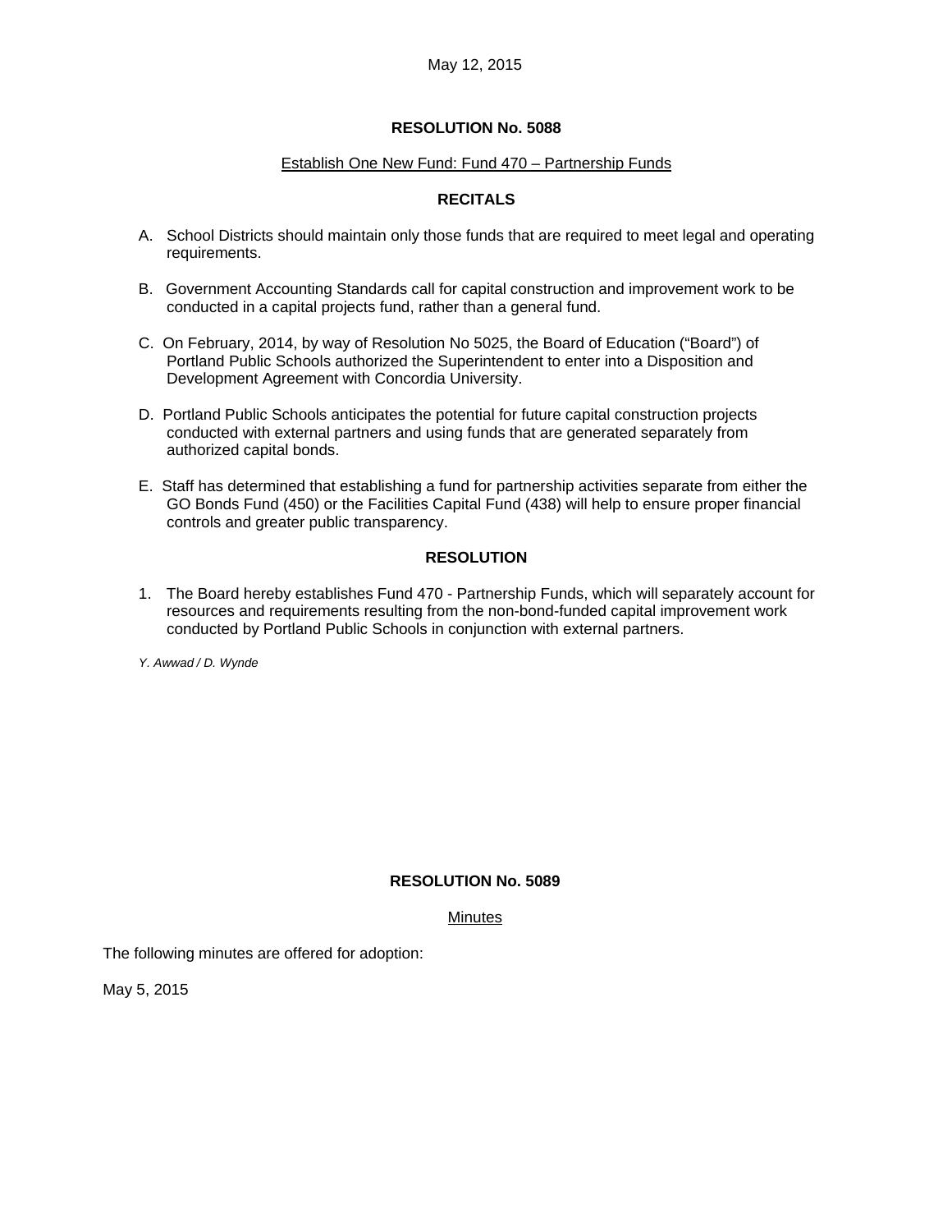May 12, 2015

**RESOLUTION No. 5088**

Establish One New Fund: Fund 470 – Partnership Funds

**RECITALS**

A. School Districts should maintain only those funds that are required to meet legal and operating requirements.

B. Government Accounting Standards call for capital construction and improvement work to be conducted in a capital projects fund, rather than a general fund.

C. On February, 2014, by way of Resolution No 5025, the Board of Education ("Board") of Portland Public Schools authorized the Superintendent to enter into a Disposition and Development Agreement with Concordia University.

D. Portland Public Schools anticipates the potential for future capital construction projects conducted with external partners and using funds that are generated separately from authorized capital bonds.

E. Staff has determined that establishing a fund for partnership activities separate from either the GO Bonds Fund (450) or the Facilities Capital Fund (438) will help to ensure proper financial controls and greater public transparency.

**RESOLUTION**

1. The Board hereby establishes Fund 470 - Partnership Funds, which will separately account for resources and requirements resulting from the non-bond-funded capital improvement work conducted by Portland Public Schools in conjunction with external partners.

*Y. Awwad / D. Wynde*

**RESOLUTION No. 5089**

Minutes

The following minutes are offered for adoption:

May 5, 2015